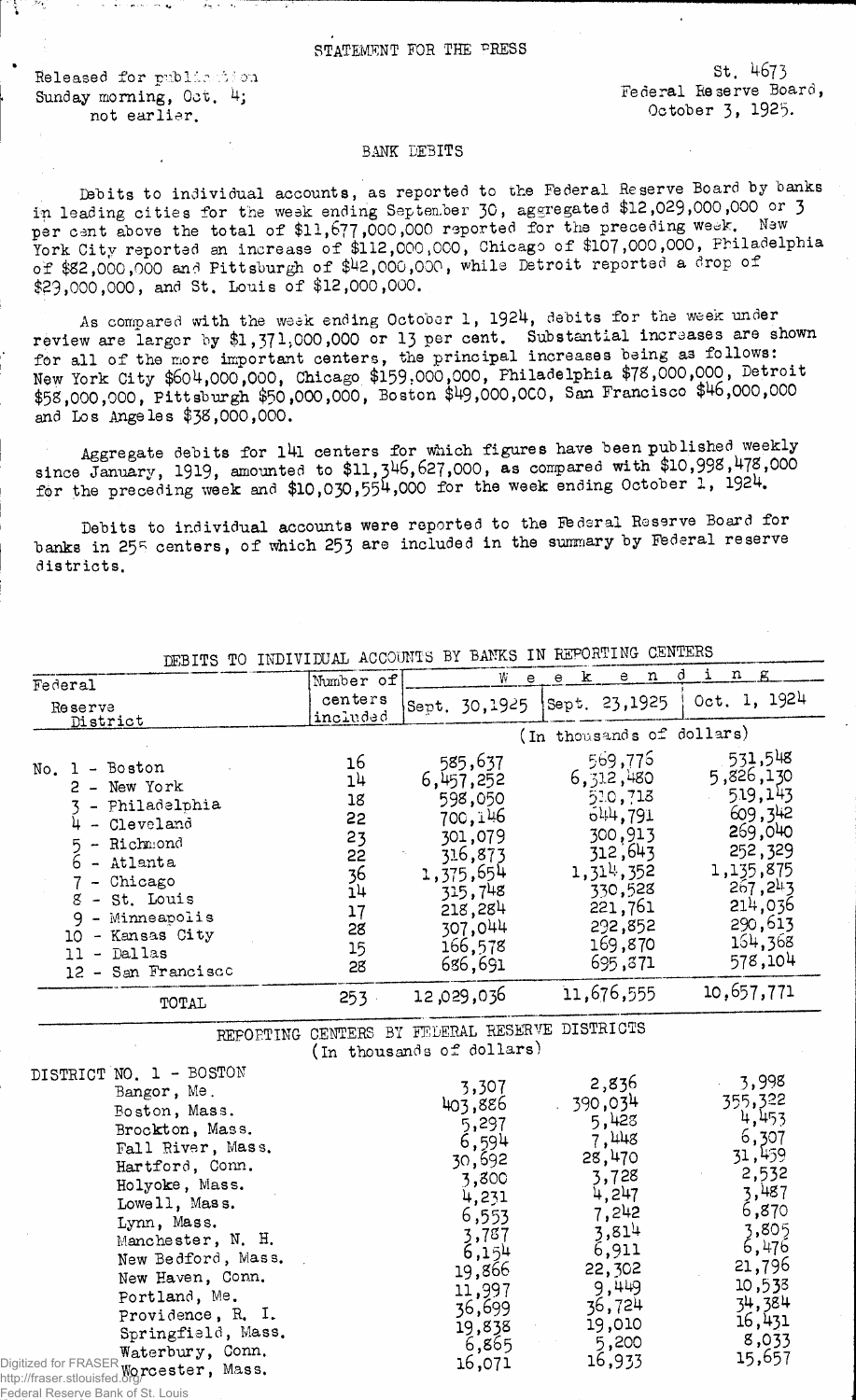STATEMENT FOR THE PRESS

Released for publication Sunday morning, Oct. 4; not earlier.

St. 4673
Federal Reserve Board,
October 3, 1925.

## BANK DEBITS

Debits to individual accounts, as reported to the Federal Reserve Board by banks in leading cities for the week ending September 30, aggregated $12,029,000,000 or 3 per cent above the total of $11,677,000,000 reported for the preceding week. New York City reported an increase of $112,000,000, Chicago of $107,000,000, Philadelphia of $82,000,000 and Pittsburgh of $42,000,000, while Detroit reported a drop of $29,000,000, and St. Louis of $12,000,000.

As compared with the week ending October 1, 1924, debits for the week under review are larger by $1,371,000,000 or 13 per cent. Substantial increases are shown for all of the more important centers, the principal increases being as follows: New York City $604,000,000, Chicago $159,000,000, Philadelphia $78,000,000, Detroit $58,000,000, Pittsburgh $50,000,000, Boston $49,000,000, San Francisco $46,000,000 and Los Angeles $38,000,000.

Aggregate debits for 141 centers for which figures have been published weekly since January, 1919, amounted to $11,346,627,000, as compared with $10,998,478,000 for the preceding week and $10,030,554,000 for the week ending October 1, 1924.

Debits to individual accounts were reported to the Federal Reserve Board for banks in 255 centers, of which 253 are included in the summary by Federal reserve districts.

DEBITS TO INDIVIDUAL ACCOUNTS BY BANKS IN REPORTING CENTERS

| Federal Reserve District | Number of centers included | Week ending Sept. 30, 1925 | Week ending Sept. 23, 1925 | Week ending Oct. 1, 1924 |
|---|---|---|---|---|
| | | (In thousands of dollars) | | |
| No. 1 - Boston | 16 | 585,637 | 569,776 | 531,548 |
| 2 - New York | 14 | 6,457,252 | 6,312,480 | 5,826,130 |
| 3 - Philadelphia | 18 | 598,050 | 510,718 | 519,143 |
| 4 - Cleveland | 22 | 700,146 | 644,791 | 609,342 |
| 5 - Richmond | 23 | 301,079 | 300,913 | 269,040 |
| 6 - Atlanta | 22 | 316,873 | 312,643 | 252,329 |
| 7 - Chicago | 36 | 1,375,654 | 1,314,352 | 1,135,875 |
| 8 - St. Louis | 14 | 315,748 | 330,528 | 267,243 |
| 9 - Minneapolis | 17 | 218,284 | 221,761 | 214,036 |
| 10 - Kansas City | 28 | 307,044 | 292,852 | 290,613 |
| 11 - Dallas | 15 | 166,578 | 169,870 | 164,368 |
| 12 - San Francisco | 28 | 686,691 | 695,871 | 578,104 |
| TOTAL | 253 | 12,029,036 | 11,676,555 | 10,657,771 |

REPORTING CENTERS BY FEDERAL RESERVE DISTRICTS
(In thousands of dollars)

| | Sept. 30, 1925 | Sept. 23, 1925 | Oct. 1, 1924 |
|---|---|---|---|
| DISTRICT NO. 1 - BOSTON | | | |
| Bangor, Me. | 3,307 | 2,836 | 3,998 |
| Boston, Mass. | 403,886 | 390,034 | 355,322 |
| Brockton, Mass. | 5,297 | 5,428 | 4,453 |
| Fall River, Mass. | 6,594 | 7,448 | 6,307 |
| Hartford, Conn. | 30,692 | 28,470 | 31,459 |
| Holyoke, Mass. | 3,800 | 3,728 | 2,532 |
| Lowell, Mass. | 4,231 | 4,247 | 3,487 |
| Lynn, Mass. | 6,553 | 7,242 | 6,870 |
| Manchester, N. H. | 3,787 | 3,814 | 3,805 |
| New Bedford, Mass. | 6,154 | 6,911 | 6,476 |
| New Haven, Conn. | 19,866 | 22,302 | 21,796 |
| Portland, Me. | 11,997 | 9,449 | 10,538 |
| Providence, R. I. | 36,699 | 36,724 | 34,384 |
| Springfield, Mass. | 19,838 | 19,010 | 16,431 |
| Waterbury, Conn. | 6,865 | 5,200 | 8,033 |
| Worcester, Mass. | 16,071 | 16,933 | 15,657 |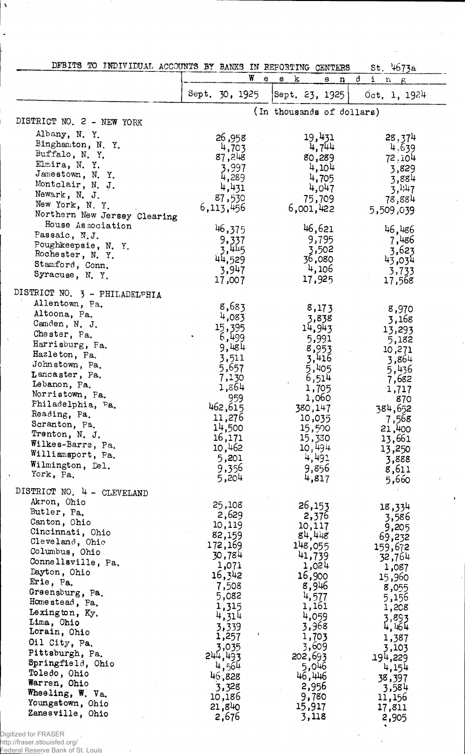DEBITS TO INDIVIDUAL ACCOUNTS BY BANKS IN REPORTING CENTERS St. 4673a

| | Week ending | | |
|---|---|---|---|
| | Sept. 30, 1925 | Sept. 23, 1925 | Oct. 1, 1924 |
| | (In thousands of dollars) | | |
| DISTRICT NO. 2 - NEW YORK | | | |
| Albany, N. Y. | 26,958 | 19,431 | 28,374 |
| Binghamton, N. Y. | 4,703 | 4,744 | 4,639 |
| Buffalo, N. Y. | 87,248 | 80,289 | 72,104 |
| Elmira, N. Y. | 3,997 | 4,104 | 3,829 |
| Jamestown, N. Y. | 4,289 | 4,705 | 3,884 |
| Montclair, N. J. | 4,431 | 4,047 | 3,447 |
| Newark, N. J. | 87,530 | 75,709 | 78,884 |
| New York, N. Y. | 6,113,456 | 6,001,422 | 5,509,039 |
| Northern New Jersey Clearing House Association | 46,375 | 46,621 | 46,486 |
| Passaic, N.J. | 9,337 | 9,795 | 7,486 |
| Poughkeepsie, N. Y. | 3,445 | 3,502 | 3,623 |
| Rochester, N. Y. | 44,529 | 36,080 | 43,034 |
| Stamford, Conn. | 3,947 | 4,106 | 3,733 |
| Syracuse, N. Y. | 17,007 | 17,925 | 17,568 |
| DISTRICT NO. 3 - PHILADELPHIA | | | |
| Allentown, Pa. | 8,683 | 8,173 | 8,970 |
| Altoona, Pa. | 4,083 | 3,838 | 3,168 |
| Camden, N. J. | 15,395 | 14,943 | 13,293 |
| Chester, Pa. | 6,499 | 5,991 | 5,182 |
| Harrisburg, Pa. | 9,484 | 8,953 | 10,271 |
| Hazleton, Pa. | 3,511 | 3,416 | 3,864 |
| Johnstown, Pa. | 5,657 | 5,405 | 5,436 |
| Lancaster, Pa. | 7,130 | 6,514 | 7,682 |
| Lebanon, Pa. | 1,864 | 1,705 | 1,717 |
| Norristown, Pa. | 959 | 1,060 | 870 |
| Philadelphia, Pa. | 462,615 | 380,147 | 384,652 |
| Reading, Pa. | 11,276 | 10,035 | 7,568 |
| Scranton, Pa. | 14,500 | 15,500 | 21,400 |
| Trenton, N. J. | 16,171 | 15,330 | 13,661 |
| Wilkes-Barre, Pa. | 10,462 | 10,494 | 13,250 |
| Williamsport, Pa. | 5,201 | 4,491 | 3,888 |
| Wilmington, Del. | 9,356 | 9,856 | 8,611 |
| York, Pa. | 5,204 | 4,817 | 5,660 |
| DISTRICT NO. 4 - CLEVELAND | | | |
| Akron, Ohio | 25,108 | 26,153 | 18,334 |
| Butler, Pa. | 2,629 | 2,376 | 3,586 |
| Canton, Ohio | 10,119 | 10,117 | 9,205 |
| Cincinnati, Ohio | 82,159 | 84,448 | 69,232 |
| Cleveland, Ohio | 172,169 | 148,055 | 159,672 |
| Columbus, Ohio | 30,784 | 41,739 | 32,764 |
| Connellsville, Pa. | 1,071 | 1,024 | 1,087 |
| Dayton, Ohio | 16,342 | 16,900 | 15,960 |
| Erie, Pa. | 7,508 | 8,946 | 8,055 |
| Greensburg, Pa. | 5,082 | 4,577 | 5,156 |
| Homestead, Pa. | 1,315 | 1,161 | 1,208 |
| Lexington, Ky. | 4,314 | 4,059 | 3,893 |
| Lima, Ohio | 3,339 | 3,968 | 4,464 |
| Lorain, Ohio | 1,257 | 1,703 | 1,387 |
| Oil City, Pa. | 3,035 | 3,609 | 3,103 |
| Pittsburgh, Pa. | 244,493 | 202,693 | 194,229 |
| Springfield, Ohio | 4,564 | 5,046 | 4,154 |
| Toledo, Ohio | 46,828 | 46,446 | 38,397 |
| Warren, Ohio | 3,328 | 2,956 | 3,584 |
| Wheeling, W. Va. | 10,186 | 9,780 | 11,156 |
| Youngstown, Ohio | 21,840 | 15,917 | 17,811 |
| Zanesville, Ohio | 2,676 | 3,118 | 2,905 |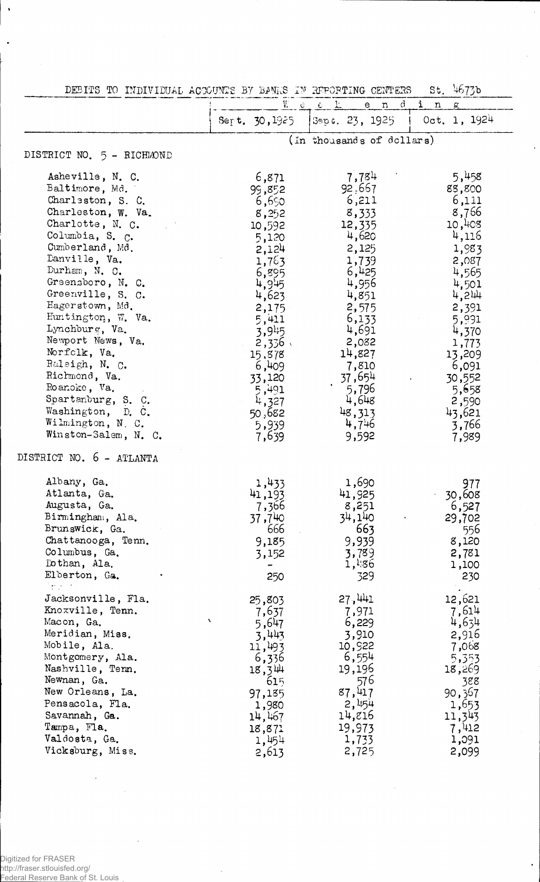DEBITS TO INDIVIDUAL ACCOUNTS BY BANKS IN REPORTING CENTERS St. 4673b

| | Week ending | | |
|---|---|---|---|
| | Sept. 30, 1925 | Sept. 23, 1925 | Oct. 1, 1924 |
| | (In thousands of dollars) | | |
| **DISTRICT NO. 5 - RICHMOND** | | | |
| Asheville, N. C. | 6,871 | 7,784 | 5,458 |
| Baltimore, Md. | 99,852 | 92,667 | 88,800 |
| Charleston, S. C. | 6,690 | 6,211 | 6,111 |
| Charleston, W. Va. | 8,252 | 8,333 | 8,766 |
| Charlotte, N. C. | 10,592 | 12,335 | 10,408 |
| Columbia, S. C. | 5,120 | 4,620 | 4,116 |
| Cumberland, Md. | 2,124 | 2,125 | 1,983 |
| Danville, Va. | 1,763 | 1,739 | 2,087 |
| Durham, N. C. | 6,895 | 6,425 | 4,565 |
| Greensboro, N. C. | 4,945 | 4,956 | 4,501 |
| Greenville, S. C. | 4,623 | 4,851 | 4,244 |
| Hagerstown, Md. | 2,175 | 2,575 | 2,391 |
| Huntington, W. Va. | 5,411 | 6,133 | 5,931 |
| Lynchburg, Va. | 3,945 | 4,691 | 4,370 |
| Newport News, Va. | 2,336 | 2,082 | 1,773 |
| Norfolk, Va. | 15,878 | 14,827 | 13,209 |
| Raleigh, N. C. | 6,409 | 7,810 | 6,091 |
| Richmond, Va. | 33,120 | 37,654 | 30,552 |
| Roanoke, Va. | 5,491 | 5,796 | 5,658 |
| Spartanburg, S. C. | 4,327 | 4,648 | 2,590 |
| Washington, D. C. | 50,682 | 48,313 | 43,621 |
| Wilmington, N. C. | 5,939 | 4,746 | 3,766 |
| Winston-Salem, N. C. | 7,639 | 9,592 | 7,989 |
| **DISTRICT NO. 6 - ATLANTA** | | | |
| Albany, Ga. | 1,433 | 1,690 | 977 |
| Atlanta, Ga. | 41,193 | 41,925 | 30,608 |
| Augusta, Ga. | 7,366 | 8,251 | 6,527 |
| Birmingham, Ala. | 37,740 | 34,140 | 29,702 |
| Brunswick, Ga. | 666 | 663 | 556 |
| Chattanooga, Tenn. | 9,185 | 9,939 | 8,120 |
| Columbus, Ga. | 3,152 | 3,789 | 2,781 |
| Dothan, Ala. | - | 1,486 | 1,100 |
| Elberton, Ga. | 250 | 329 | 230 |
| Jacksonville, Fla. | 25,803 | 27,441 | 12,621 |
| Knoxville, Tenn. | 7,637 | 7,971 | 7,614 |
| Macon, Ga. | 5,647 | 6,229 | 4,634 |
| Meridian, Miss. | 3,443 | 3,910 | 2,916 |
| Mobile, Ala. | 11,493 | 10,922 | 7,068 |
| Montgomery, Ala. | 6,336 | 6,554 | 5,353 |
| Nashville, Tenn. | 18,344 | 19,196 | 18,269 |
| Newnan, Ga. | 615 | 576 | 388 |
| New Orleans, La. | 97,135 | 87,417 | 90,367 |
| Pensacola, Fla. | 1,980 | 2,454 | 1,653 |
| Savannah, Ga. | 14,467 | 14,816 | 11,343 |
| Tampa, Fla. | 18,871 | 19,973 | 7,412 |
| Valdosta, Ga. | 1,454 | 1,733 | 1,091 |
| Vicksburg, Miss. | 2,613 | 2,725 | 2,099 |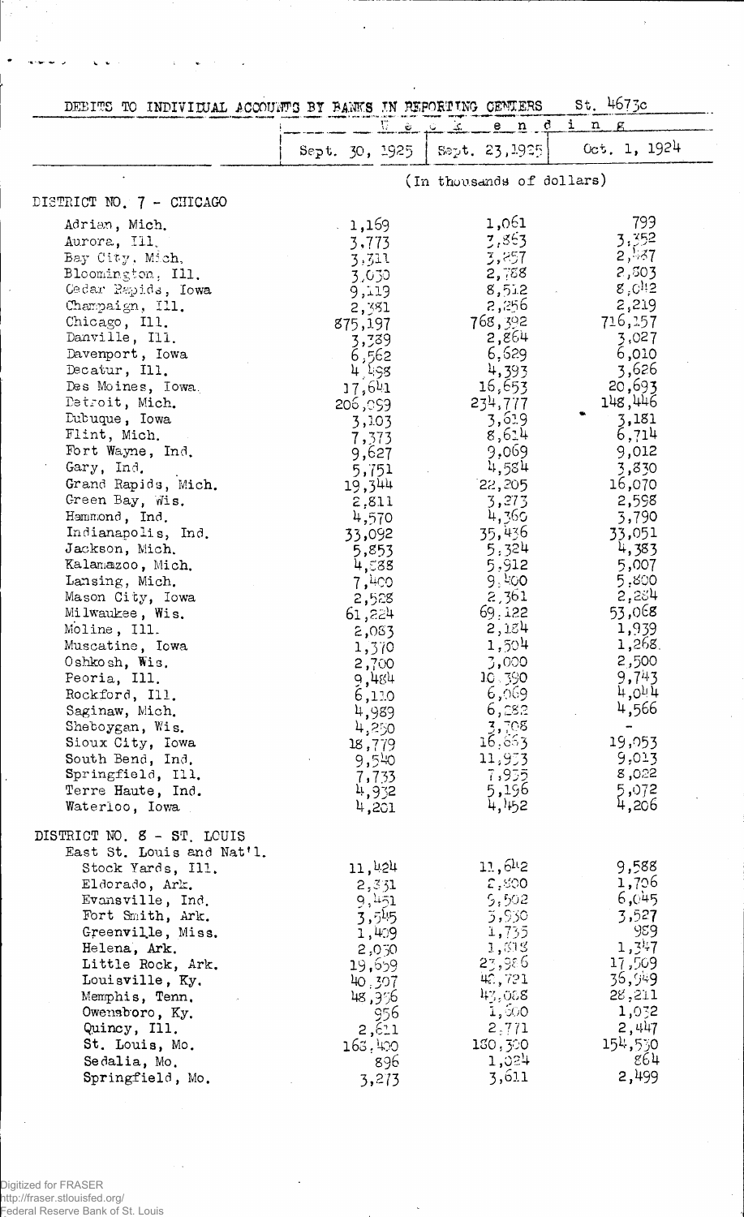DEBITS TO INDIVIDUAL ACCOUNTS BY BANKS IN REPORTING CENTERS St. 4673c

| | Week ending | | |
|---|---|---|---|
| | Sept. 30, 1925 | Sept. 23, 1925 | Oct. 1, 1924 |
| | (In thousands of dollars) | | |
| **DISTRICT NO. 7 - CHICAGO** | | | |
| Adrian, Mich. | 1,169 | 1,061 | 799 |
| Aurora, Ill. | 3,773 | 3,863 | 3,352 |
| Bay City, Mich. | 3,311 | 3,257 | 2,587 |
| Bloomington, Ill. | 3,030 | 2,788 | 2,803 |
| Cedar Rapids, Iowa | 9,119 | 8,512 | 8,042 |
| Champaign, Ill. | 2,381 | 2,256 | 2,219 |
| Chicago, Ill. | 875,197 | 768,392 | 716,157 |
| Danville, Ill. | 3,389 | 2,864 | 3,027 |
| Davenport, Iowa | 6,562 | 6,629 | 6,010 |
| Decatur, Ill. | 4,498 | 4,393 | 3,626 |
| Des Moines, Iowa | 17,641 | 16,653 | 20,693 |
| Detroit, Mich. | 206,099 | 234,777 | 148,446 |
| Dubuque, Iowa | 3,103 | 3,619 | 3,181 |
| Flint, Mich. | 7,373 | 8,614 | 6,714 |
| Fort Wayne, Ind. | 9,627 | 9,069 | 9,012 |
| Gary, Ind. | 5,751 | 4,584 | 3,830 |
| Grand Rapids, Mich. | 19,344 | 22,205 | 16,070 |
| Green Bay, Wis. | 2,811 | 3,273 | 2,598 |
| Hammond, Ind. | 4,570 | 4,360 | 3,790 |
| Indianapolis, Ind. | 33,092 | 35,436 | 33,051 |
| Jackson, Mich. | 5,853 | 5,324 | 4,383 |
| Kalamazoo, Mich. | 4,588 | 5,912 | 5,007 |
| Lansing, Mich. | 7,400 | 9,400 | 5,800 |
| Mason City, Iowa | 2,528 | 2,361 | 2,284 |
| Milwaukee, Wis. | 61,224 | 69,122 | 53,068 |
| Moline, Ill. | 2,083 | 2,184 | 1,939 |
| Muscatine, Iowa | 1,370 | 1,504 | 1,268 |
| Oshkosh, Wis. | 2,700 | 3,000 | 2,500 |
| Peoria, Ill. | 9,484 | 10,390 | 9,743 |
| Rockford, Ill. | 6,110 | 6,069 | 4,044 |
| Saginaw, Mich. | 4,989 | 6,282 | 4,566 |
| Sheboygan, Wis. | 4,250 | 3,705 | - |
| Sioux City, Iowa | 18,779 | 16,663 | 19,053 |
| South Bend, Ind. | 9,540 | 11,933 | 9,013 |
| Springfield, Ill. | 7,733 | 7,935 | 8,022 |
| Terre Haute, Ind. | 4,932 | 5,196 | 5,072 |
| Waterloo, Iowa | 4,201 | 4,452 | 4,206 |
| **DISTRICT NO. 8 - ST. LOUIS** | | | |
| East St. Louis and Nat'l. Stock Yards, Ill. | 11,424 | 11,642 | 9,588 |
| Eldorado, Ark. | 2,331 | 2,800 | 1,706 |
| Evansville, Ind. | 9,451 | 9,502 | 6,045 |
| Fort Smith, Ark. | 3,545 | 3,930 | 3,527 |
| Greenville, Miss. | 1,409 | 1,735 | 989 |
| Helena, Ark. | 2,030 | 1,818 | 1,347 |
| Little Rock, Ark. | 19,659 | 23,986 | 17,509 |
| Louisville, Ky. | 40,307 | 42,721 | 36,949 |
| Memphis, Tenn. | 48,396 | 43,088 | 28,211 |
| Owensboro, Ky. | 956 | 1,500 | 1,032 |
| Quincy, Ill. | 2,621 | 2,771 | 2,447 |
| St. Louis, Mo. | 163,400 | 180,300 | 154,530 |
| Sedalia, Mo. | 896 | 1,024 | 864 |
| Springfield, Mo. | 3,273 | 3,611 | 2,499 |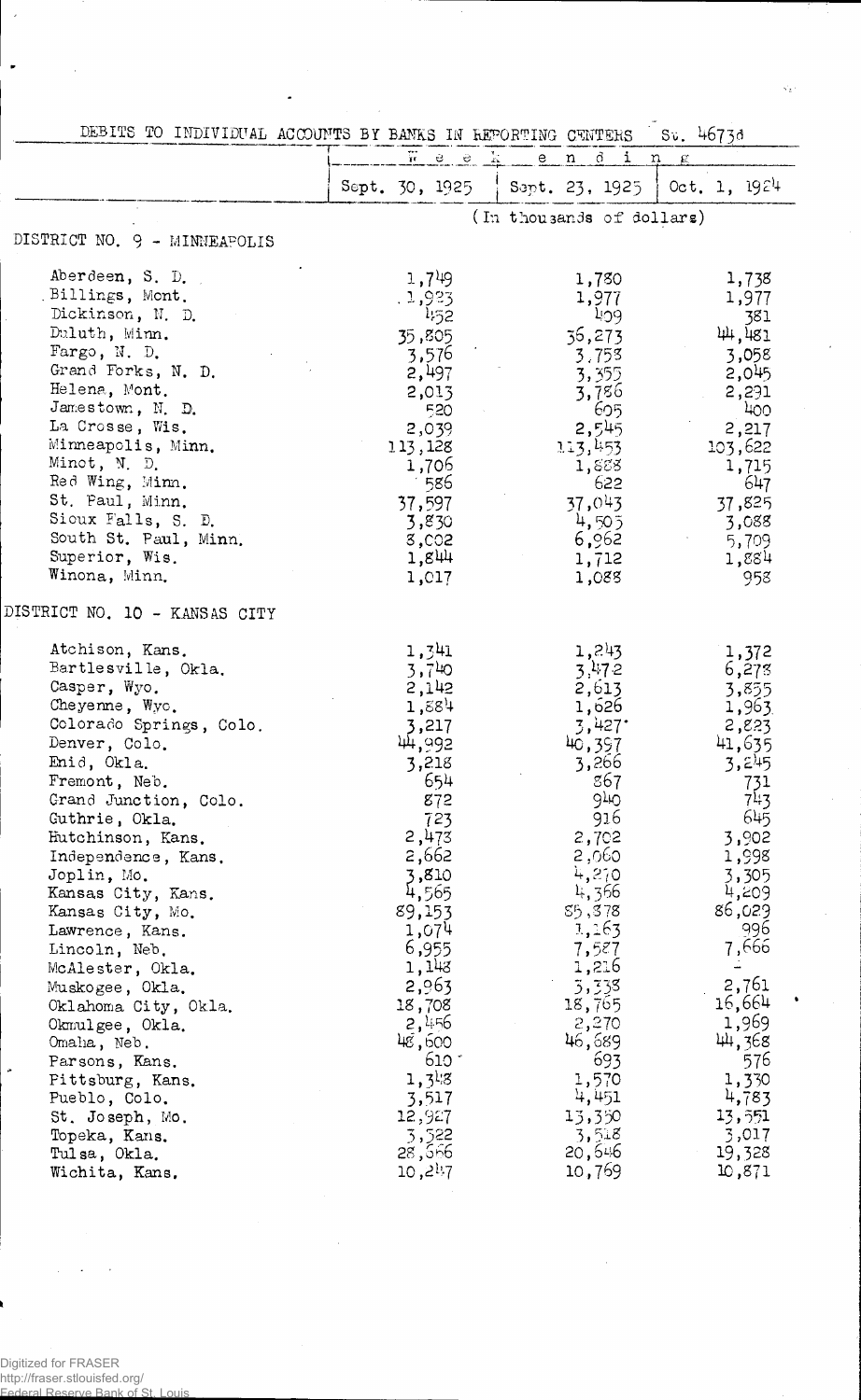DEBITS TO INDIVIDUAL ACCOUNTS BY BANKS IN REPORTING CENTERS St. 4673d

| | Week ending | | |
|---|---|---|---|
| | Sept. 30, 1925 | Sept. 23, 1925 | Oct. 1, 1924 |
| | (In thousands of dollars) | | |
| **DISTRICT NO. 9 - MINNEAPOLIS** | | | |
| Aberdeen, S. D. | 1,749 | 1,780 | 1,738 |
| Billings, Mont. | 1,923 | 1,977 | 1,977 |
| Dickinson, N. D. | 452 | 409 | 381 |
| Duluth, Minn. | 35,805 | 36,273 | 44,481 |
| Fargo, N. D. | 3,576 | 3,758 | 3,058 |
| Grand Forks, N. D. | 2,497 | 3,355 | 2,045 |
| Helena, Mont. | 2,013 | 3,786 | 2,291 |
| Jamestown, N. D. | 520 | 605 | 400 |
| La Crosse, Wis. | 2,039 | 2,545 | 2,217 |
| Minneapolis, Minn. | 113,128 | 113,453 | 103,622 |
| Minot, N. D. | 1,706 | 1,888 | 1,715 |
| Red Wing, Minn. | 586 | 622 | 647 |
| St. Paul, Minn. | 37,597 | 37,043 | 37,825 |
| Sioux Falls, S. D. | 3,830 | 4,505 | 3,088 |
| South St. Paul, Minn. | 8,002 | 6,962 | 5,709 |
| Superior, Wis. | 1,844 | 1,712 | 1,884 |
| Winona, Minn. | 1,017 | 1,088 | 958 |
| **DISTRICT NO. 10 - KANSAS CITY** | | | |
| Atchison, Kans. | 1,341 | 1,243 | 1,372 |
| Bartlesville, Okla. | 3,740 | 3,472 | 6,278 |
| Casper, Wyo. | 2,142 | 2,613 | 3,835 |
| Cheyenne, Wyo. | 1,884 | 1,626 | 1,963 |
| Colorado Springs, Colo. | 3,217 | 3,427 | 2,823 |
| Denver, Colo. | 44,992 | 40,397 | 41,635 |
| Enid, Okla. | 3,218 | 3,266 | 3,245 |
| Fremont, Neb. | 654 | 867 | 731 |
| Grand Junction, Colo. | 872 | 940 | 743 |
| Guthrie, Okla. | 723 | 916 | 645 |
| Hutchinson, Kans. | 2,478 | 2,702 | 3,902 |
| Independence, Kans. | 2,662 | 2,060 | 1,998 |
| Joplin, Mo. | 3,810 | 4,270 | 3,305 |
| Kansas City, Kans. | 4,565 | 4,366 | 4,209 |
| Kansas City, Mo. | 89,153 | 85,878 | 86,029 |
| Lawrence, Kans. | 1,074 | 1,163 | 996 |
| Lincoln, Neb. | 6,955 | 7,587 | 7,666 |
| McAlester, Okla. | 1,148 | 1,216 | - |
| Muskogee, Okla. | 2,963 | 3,338 | 2,761 |
| Oklahoma City, Okla. | 18,708 | 18,765 | 16,664 |
| Okmulgee, Okla. | 2,456 | 2,270 | 1,969 |
| Omaha, Neb. | 48,600 | 46,689 | 44,368 |
| Parsons, Kans. | 610 | 693 | 576 |
| Pittsburg, Kans. | 1,348 | 1,570 | 1,330 |
| Pueblo, Colo. | 3,517 | 4,451 | 4,783 |
| St. Joseph, Mo. | 12,927 | 13,350 | 13,551 |
| Topeka, Kans. | 3,522 | 3,518 | 3,017 |
| Tulsa, Okla. | 28,566 | 20,646 | 19,328 |
| Wichita, Kans. | 10,247 | 10,769 | 10,871 |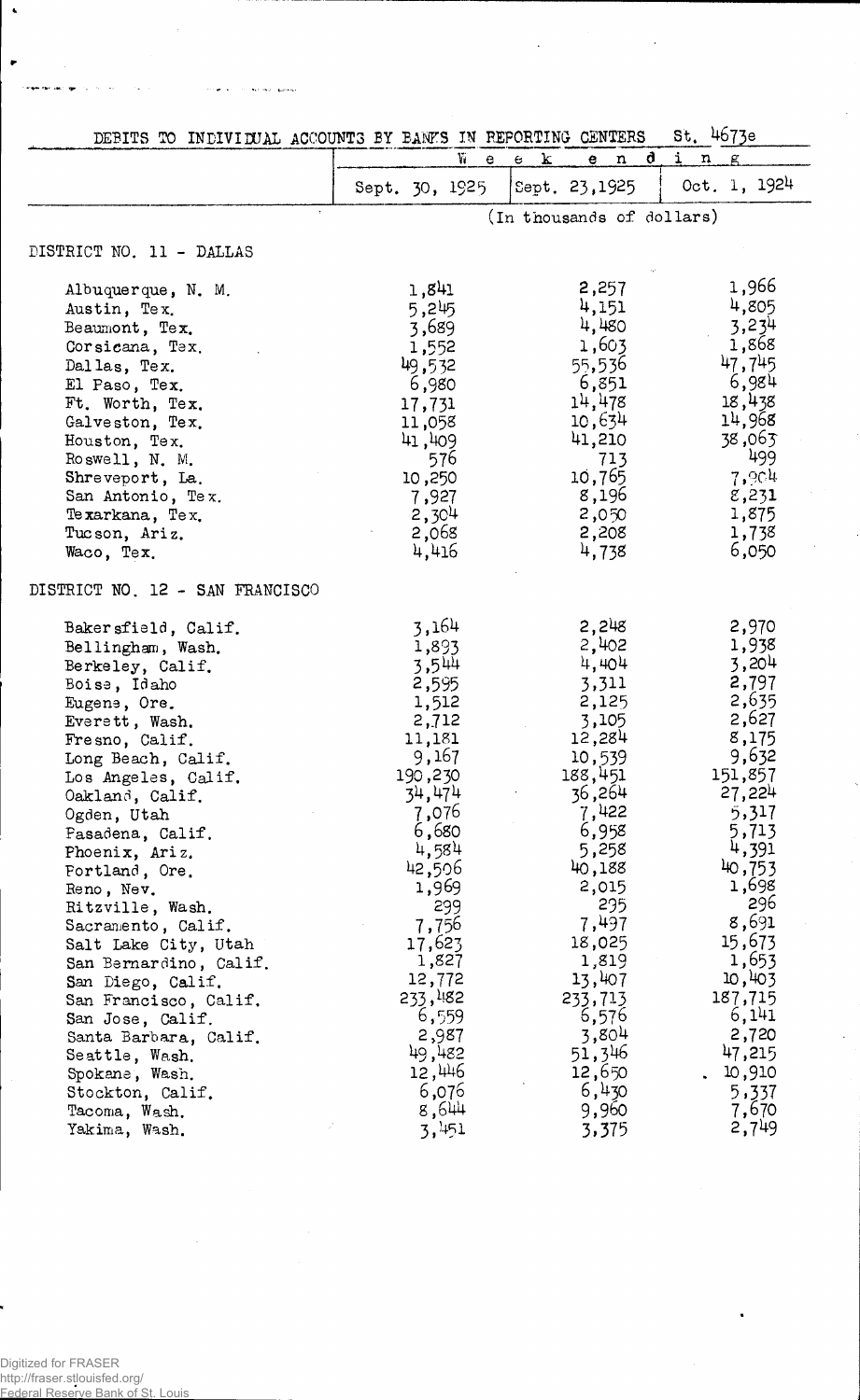DEBITS TO INDIVIDUAL ACCOUNTS BY BANKS IN REPORTING CENTERS St. 4673e

| | Week ending | | |
|---|---|---|---|
| | Sept. 30, 1925 | Sept. 23, 1925 | Oct. 1, 1924 |
| | (In thousands of dollars) | | |
| **DISTRICT NO. 11 - DALLAS** | | | |
| Albuquerque, N. M. | 1,841 | 2,257 | 1,966 |
| Austin, Tex. | 5,245 | 4,151 | 4,805 |
| Beaumont, Tex. | 3,689 | 4,480 | 3,234 |
| Corsicana, Tex. | 1,552 | 1,603 | 1,868 |
| Dallas, Tex. | 49,532 | 55,536 | 47,745 |
| El Paso, Tex. | 6,980 | 6,851 | 6,984 |
| Ft. Worth, Tex. | 17,731 | 14,478 | 18,438 |
| Galveston, Tex. | 11,058 | 10,634 | 14,968 |
| Houston, Tex. | 41,409 | 41,210 | 38,063 |
| Roswell, N. M. | 576 | 713 | 499 |
| Shreveport, La. | 10,250 | 10,765 | 7,904 |
| San Antonio, Tex. | 7,927 | 8,196 | 8,231 |
| Texarkana, Tex. | 2,304 | 2,050 | 1,875 |
| Tucson, Ariz. | 2,068 | 2,208 | 1,738 |
| Waco, Tex. | 4,416 | 4,738 | 6,050 |
| **DISTRICT NO. 12 - SAN FRANCISCO** | | | |
| Bakersfield, Calif. | 3,164 | 2,248 | 2,970 |
| Bellingham, Wash. | 1,893 | 2,402 | 1,938 |
| Berkeley, Calif. | 3,544 | 4,404 | 3,204 |
| Boise, Idaho | 2,595 | 3,311 | 2,797 |
| Eugene, Ore. | 1,512 | 2,125 | 2,635 |
| Everett, Wash. | 2,712 | 3,105 | 2,627 |
| Fresno, Calif. | 11,181 | 12,284 | 8,175 |
| Long Beach, Calif. | 9,167 | 10,539 | 9,632 |
| Los Angeles, Calif. | 190,230 | 188,451 | 151,857 |
| Oakland, Calif. | 34,474 | 36,264 | 27,224 |
| Ogden, Utah | 7,076 | 7,422 | 5,317 |
| Pasadena, Calif. | 6,680 | 6,958 | 5,713 |
| Phoenix, Ariz. | 4,584 | 5,258 | 4,391 |
| Portland, Ore. | 42,506 | 40,188 | 40,753 |
| Reno, Nev. | 1,969 | 2,015 | 1,698 |
| Ritzville, Wash. | 299 | 295 | 296 |
| Sacramento, Calif. | 7,756 | 7,497 | 8,691 |
| Salt Lake City, Utah | 17,623 | 18,025 | 15,673 |
| San Bernardino, Calif. | 1,827 | 1,819 | 1,653 |
| San Diego, Calif. | 12,772 | 13,407 | 10,403 |
| San Francisco, Calif. | 233,482 | 233,713 | 187,715 |
| San Jose, Calif. | 6,559 | 6,576 | 6,141 |
| Santa Barbara, Calif. | 2,987 | 3,804 | 2,720 |
| Seattle, Wash. | 49,482 | 51,346 | 47,215 |
| Spokane, Wash. | 12,446 | 12,650 | 10,910 |
| Stockton, Calif. | 6,076 | 6,430 | 5,337 |
| Tacoma, Wash. | 8,644 | 9,960 | 7,670 |
| Yakima, Wash. | 3,451 | 3,375 | 2,749 |